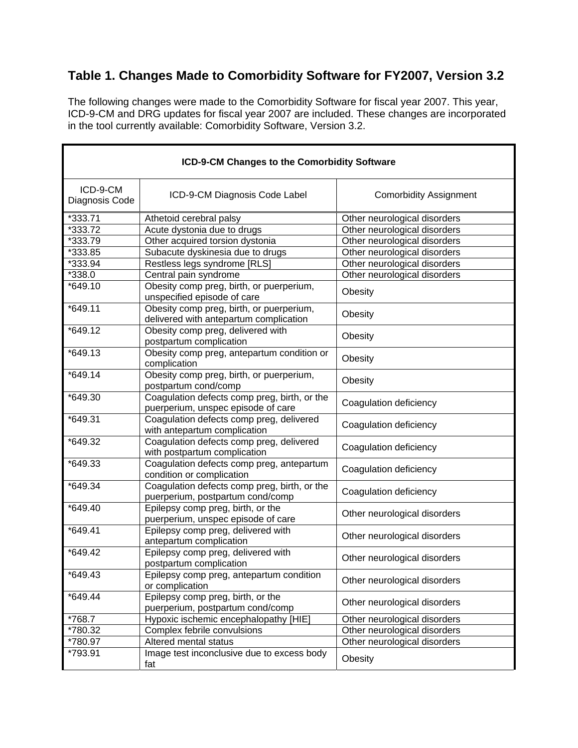## Table 1. Changes Made to Comorbidity Software for FY2007, Version 3.2

The following changes were made to the Comorbidity Software for fiscal year 2007. This year, ICD-9-CM and DRG updates for fiscal year 2007 are included. These changes are incorporated in the tool currently available: Comorbidity Software, Version 3.2.

| ICD-9-CM Changes to the Comorbidity Software | | |
|---|---|---|
| ICD-9-CM Diagnosis Code | ICD-9-CM Diagnosis Code Label | Comorbidity Assignment |
| *333.71 | Athetoid cerebral palsy | Other neurological disorders |
| *333.72 | Acute dystonia due to drugs | Other neurological disorders |
| *333.79 | Other acquired torsion dystonia | Other neurological disorders |
| *333.85 | Subacute dyskinesia due to drugs | Other neurological disorders |
| *333.94 | Restless legs syndrome [RLS] | Other neurological disorders |
| *338.0 | Central pain syndrome | Other neurological disorders |
| *649.10 | Obesity comp preg, birth, or puerperium, unspecified episode of care | Obesity |
| *649.11 | Obesity comp preg, birth, or puerperium, delivered with antepartum complication | Obesity |
| *649.12 | Obesity comp preg, delivered with postpartum complication | Obesity |
| *649.13 | Obesity comp preg, antepartum condition or complication | Obesity |
| *649.14 | Obesity comp preg, birth, or puerperium, postpartum cond/comp | Obesity |
| *649.30 | Coagulation defects comp preg, birth, or the puerperium, unspec episode of care | Coagulation deficiency |
| *649.31 | Coagulation defects comp preg, delivered with antepartum complication | Coagulation deficiency |
| *649.32 | Coagulation defects comp preg, delivered with postpartum complication | Coagulation deficiency |
| *649.33 | Coagulation defects comp preg, antepartum condition or complication | Coagulation deficiency |
| *649.34 | Coagulation defects comp preg, birth, or the puerperium, postpartum cond/comp | Coagulation deficiency |
| *649.40 | Epilepsy comp preg, birth, or the puerperium, unspec episode of care | Other neurological disorders |
| *649.41 | Epilepsy comp preg, delivered with antepartum complication | Other neurological disorders |
| *649.42 | Epilepsy comp preg, delivered with postpartum complication | Other neurological disorders |
| *649.43 | Epilepsy comp preg, antepartum condition or complication | Other neurological disorders |
| *649.44 | Epilepsy comp preg, birth, or the puerperium, postpartum cond/comp | Other neurological disorders |
| *768.7 | Hypoxic ischemic encephalopathy [HIE] | Other neurological disorders |
| *780.32 | Complex febrile convulsions | Other neurological disorders |
| *780.97 | Altered mental status | Other neurological disorders |
| *793.91 | Image test inconclusive due to excess body fat | Obesity |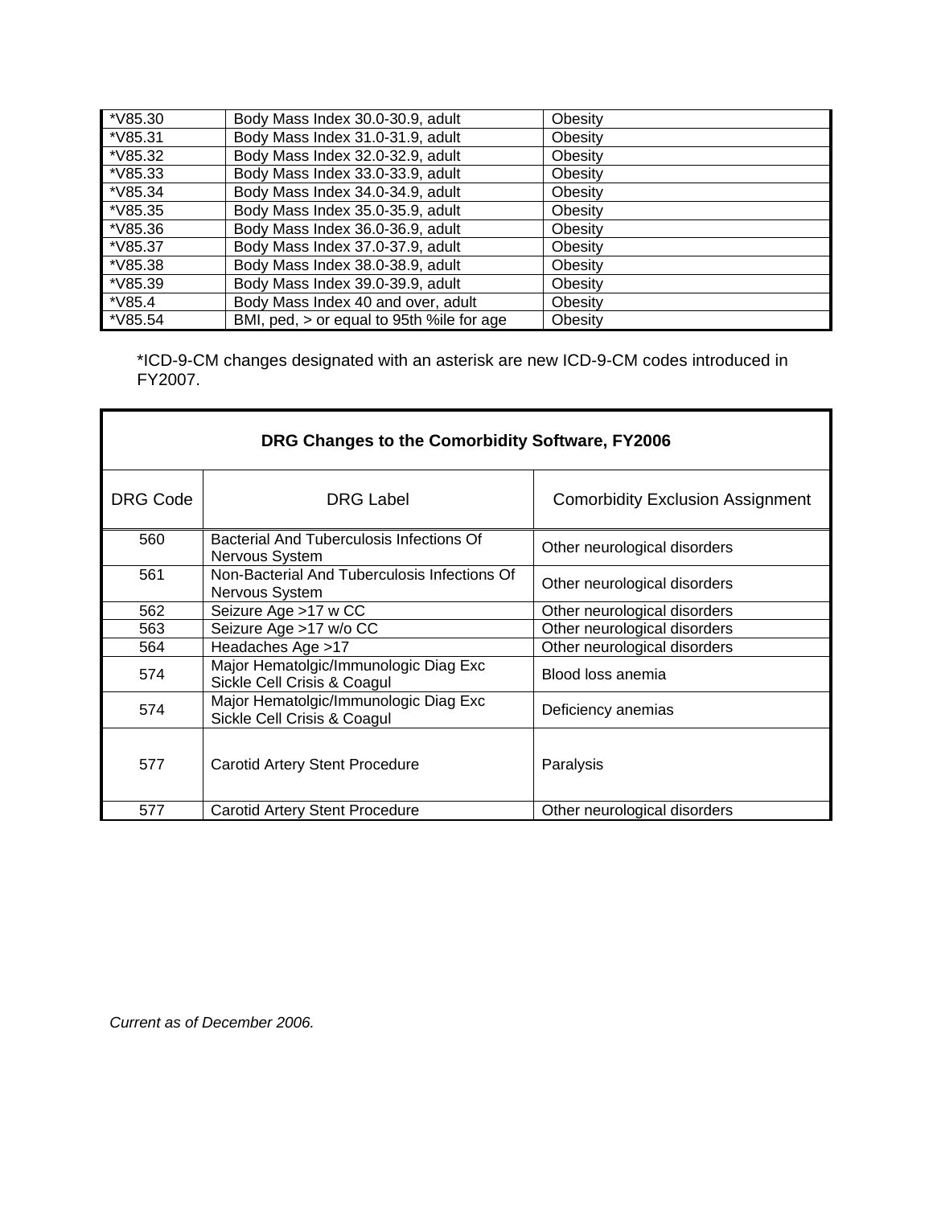| | | |
|---|---|---|
| *V85.30 | Body Mass Index 30.0-30.9, adult | Obesity |
| *V85.31 | Body Mass Index 31.0-31.9, adult | Obesity |
| *V85.32 | Body Mass Index 32.0-32.9, adult | Obesity |
| *V85.33 | Body Mass Index 33.0-33.9, adult | Obesity |
| *V85.34 | Body Mass Index 34.0-34.9, adult | Obesity |
| *V85.35 | Body Mass Index 35.0-35.9, adult | Obesity |
| *V85.36 | Body Mass Index 36.0-36.9, adult | Obesity |
| *V85.37 | Body Mass Index 37.0-37.9, adult | Obesity |
| *V85.38 | Body Mass Index 38.0-38.9, adult | Obesity |
| *V85.39 | Body Mass Index 39.0-39.9, adult | Obesity |
| *V85.4 | Body Mass Index 40 and over, adult | Obesity |
| *V85.54 | BMI, ped, > or equal to 95th %ile for age | Obesity |

*ICD-9-CM changes designated with an asterisk are new ICD-9-CM codes introduced in FY2007.

**DRG Changes to the Comorbidity Software, FY2006**

| DRG Code | DRG Label | Comorbidity Exclusion Assignment |
|---|---|---|
| 560 | Bacterial And Tuberculosis Infections Of Nervous System | Other neurological disorders |
| 561 | Non-Bacterial And Tuberculosis Infections Of Nervous System | Other neurological disorders |
| 562 | Seizure Age >17 w CC | Other neurological disorders |
| 563 | Seizure Age >17 w/o CC | Other neurological disorders |
| 564 | Headaches Age >17 | Other neurological disorders |
| 574 | Major Hematolgic/Immunologic Diag Exc Sickle Cell Crisis & Coagul | Blood loss anemia |
| 574 | Major Hematolgic/Immunologic Diag Exc Sickle Cell Crisis & Coagul | Deficiency anemias |
| 577 | Carotid Artery Stent Procedure | Paralysis |
| 577 | Carotid Artery Stent Procedure | Other neurological disorders |

*Current as of December 2006.*